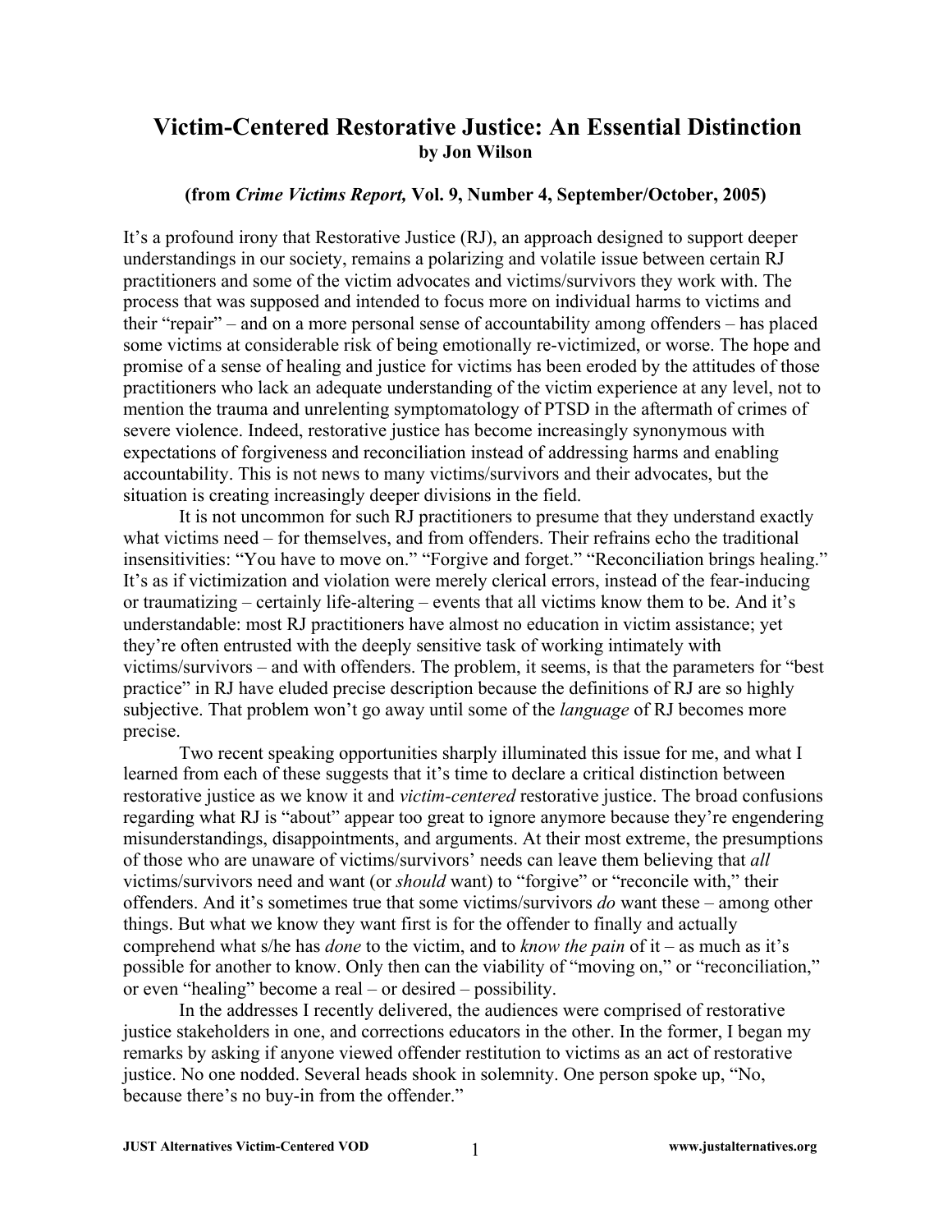# Victim-Centered Restorative Justice: An Essential Distinction

**by Jon Wilson**

**(from *Crime Victims Report,* Vol. 9, Number 4, September/October, 2005)**

It's a profound irony that Restorative Justice (RJ), an approach designed to support deeper understandings in our society, remains a polarizing and volatile issue between certain RJ practitioners and some of the victim advocates and victims/survivors they work with. The process that was supposed and intended to focus more on individual harms to victims and their "repair" – and on a more personal sense of accountability among offenders – has placed some victims at considerable risk of being emotionally re-victimized, or worse. The hope and promise of a sense of healing and justice for victims has been eroded by the attitudes of those practitioners who lack an adequate understanding of the victim experience at any level, not to mention the trauma and unrelenting symptomatology of PTSD in the aftermath of crimes of severe violence. Indeed, restorative justice has become increasingly synonymous with expectations of forgiveness and reconciliation instead of addressing harms and enabling accountability. This is not news to many victims/survivors and their advocates, but the situation is creating increasingly deeper divisions in the field.

It is not uncommon for such RJ practitioners to presume that they understand exactly what victims need – for themselves, and from offenders. Their refrains echo the traditional insensitivities: "You have to move on." "Forgive and forget." "Reconciliation brings healing." It's as if victimization and violation were merely clerical errors, instead of the fear-inducing or traumatizing – certainly life-altering – events that all victims know them to be. And it's understandable: most RJ practitioners have almost no education in victim assistance; yet they're often entrusted with the deeply sensitive task of working intimately with victims/survivors – and with offenders. The problem, it seems, is that the parameters for "best practice" in RJ have eluded precise description because the definitions of RJ are so highly subjective. That problem won't go away until some of the *language* of RJ becomes more precise.

Two recent speaking opportunities sharply illuminated this issue for me, and what I learned from each of these suggests that it's time to declare a critical distinction between restorative justice as we know it and *victim-centered* restorative justice. The broad confusions regarding what RJ is "about" appear too great to ignore anymore because they're engendering misunderstandings, disappointments, and arguments. At their most extreme, the presumptions of those who are unaware of victims/survivors' needs can leave them believing that *all* victims/survivors need and want (or *should* want) to "forgive" or "reconcile with," their offenders. And it's sometimes true that some victims/survivors *do* want these – among other things. But what we know they want first is for the offender to finally and actually comprehend what s/he has *done* to the victim, and to *know the pain* of it – as much as it's possible for another to know. Only then can the viability of "moving on," or "reconciliation," or even "healing" become a real – or desired – possibility.

In the addresses I recently delivered, the audiences were comprised of restorative justice stakeholders in one, and corrections educators in the other. In the former, I began my remarks by asking if anyone viewed offender restitution to victims as an act of restorative justice. No one nodded. Several heads shook in solemnity. One person spoke up, "No, because there's no buy-in from the offender."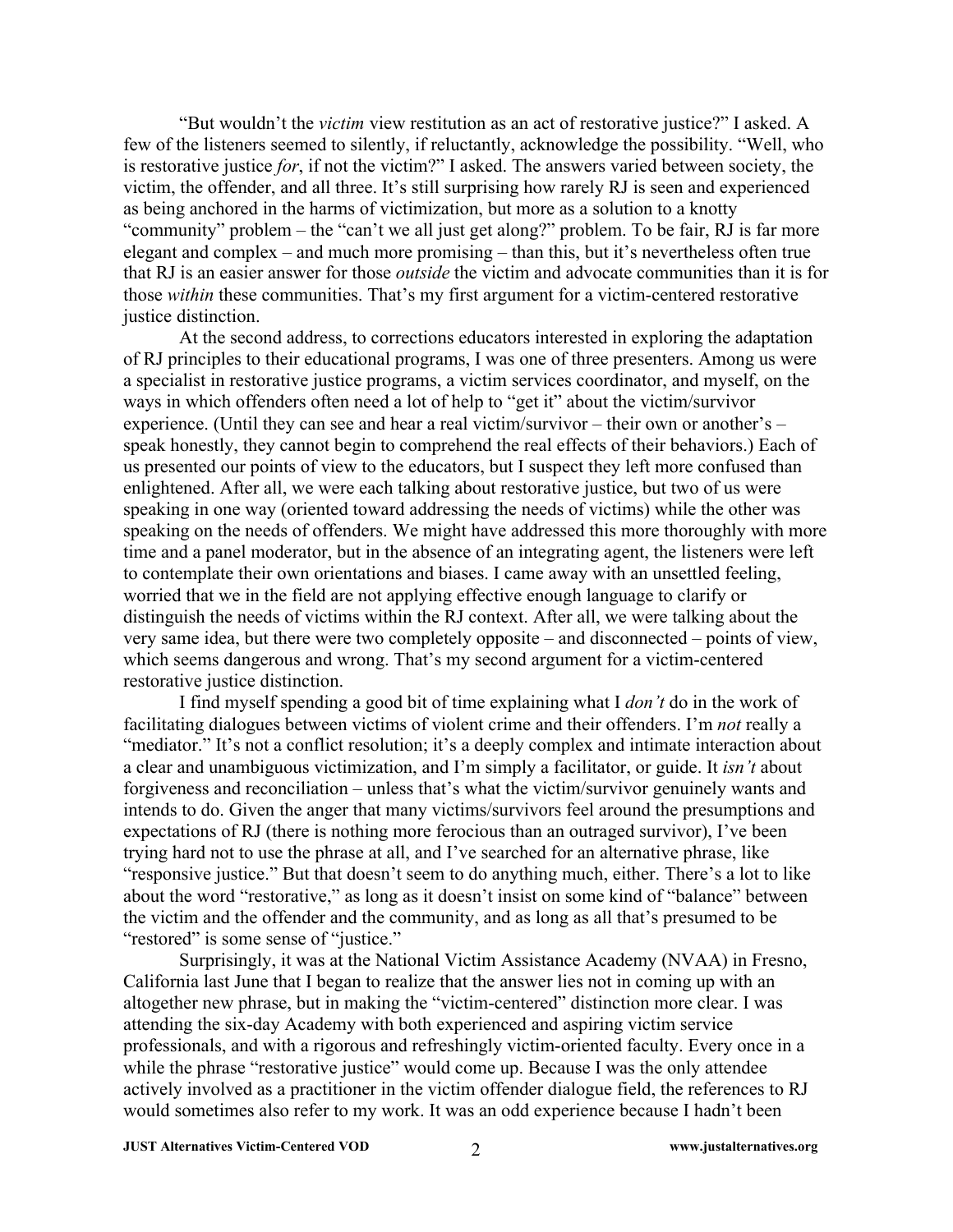"But wouldn't the *victim* view restitution as an act of restorative justice?" I asked. A few of the listeners seemed to silently, if reluctantly, acknowledge the possibility. "Well, who is restorative justice *for*, if not the victim?" I asked. The answers varied between society, the victim, the offender, and all three. It's still surprising how rarely RJ is seen and experienced as being anchored in the harms of victimization, but more as a solution to a knotty "community" problem – the "can't we all just get along?" problem. To be fair, RJ is far more elegant and complex – and much more promising – than this, but it's nevertheless often true that RJ is an easier answer for those *outside* the victim and advocate communities than it is for those *within* these communities. That's my first argument for a victim-centered restorative justice distinction.

At the second address, to corrections educators interested in exploring the adaptation of RJ principles to their educational programs, I was one of three presenters. Among us were a specialist in restorative justice programs, a victim services coordinator, and myself, on the ways in which offenders often need a lot of help to "get it" about the victim/survivor experience. (Until they can see and hear a real victim/survivor – their own or another's – speak honestly, they cannot begin to comprehend the real effects of their behaviors.) Each of us presented our points of view to the educators, but I suspect they left more confused than enlightened. After all, we were each talking about restorative justice, but two of us were speaking in one way (oriented toward addressing the needs of victims) while the other was speaking on the needs of offenders. We might have addressed this more thoroughly with more time and a panel moderator, but in the absence of an integrating agent, the listeners were left to contemplate their own orientations and biases. I came away with an unsettled feeling, worried that we in the field are not applying effective enough language to clarify or distinguish the needs of victims within the RJ context. After all, we were talking about the very same idea, but there were two completely opposite – and disconnected – points of view, which seems dangerous and wrong. That's my second argument for a victim-centered restorative justice distinction.

I find myself spending a good bit of time explaining what I *don't* do in the work of facilitating dialogues between victims of violent crime and their offenders. I'm *not* really a "mediator." It's not a conflict resolution; it's a deeply complex and intimate interaction about a clear and unambiguous victimization, and I'm simply a facilitator, or guide. It *isn't* about forgiveness and reconciliation – unless that's what the victim/survivor genuinely wants and intends to do. Given the anger that many victims/survivors feel around the presumptions and expectations of RJ (there is nothing more ferocious than an outraged survivor), I've been trying hard not to use the phrase at all, and I've searched for an alternative phrase, like "responsive justice." But that doesn't seem to do anything much, either. There's a lot to like about the word "restorative," as long as it doesn't insist on some kind of "balance" between the victim and the offender and the community, and as long as all that's presumed to be "restored" is some sense of "justice."

Surprisingly, it was at the National Victim Assistance Academy (NVAA) in Fresno, California last June that I began to realize that the answer lies not in coming up with an altogether new phrase, but in making the "victim-centered" distinction more clear. I was attending the six-day Academy with both experienced and aspiring victim service professionals, and with a rigorous and refreshingly victim-oriented faculty. Every once in a while the phrase "restorative justice" would come up. Because I was the only attendee actively involved as a practitioner in the victim offender dialogue field, the references to RJ would sometimes also refer to my work. It was an odd experience because I hadn't been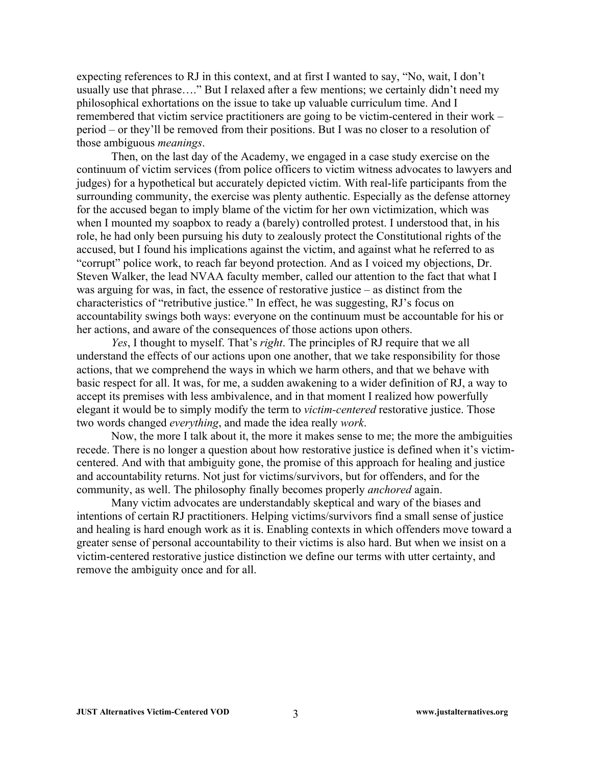expecting references to RJ in this context, and at first I wanted to say, "No, wait, I don't usually use that phrase…." But I relaxed after a few mentions; we certainly didn't need my philosophical exhortations on the issue to take up valuable curriculum time. And I remembered that victim service practitioners are going to be victim-centered in their work – period – or they'll be removed from their positions. But I was no closer to a resolution of those ambiguous *meanings*.

Then, on the last day of the Academy, we engaged in a case study exercise on the continuum of victim services (from police officers to victim witness advocates to lawyers and judges) for a hypothetical but accurately depicted victim. With real-life participants from the surrounding community, the exercise was plenty authentic. Especially as the defense attorney for the accused began to imply blame of the victim for her own victimization, which was when I mounted my soapbox to ready a (barely) controlled protest. I understood that, in his role, he had only been pursuing his duty to zealously protect the Constitutional rights of the accused, but I found his implications against the victim, and against what he referred to as "corrupt" police work, to reach far beyond protection. And as I voiced my objections, Dr. Steven Walker, the lead NVAA faculty member, called our attention to the fact that what I was arguing for was, in fact, the essence of restorative justice – as distinct from the characteristics of "retributive justice." In effect, he was suggesting, RJ's focus on accountability swings both ways: everyone on the continuum must be accountable for his or her actions, and aware of the consequences of those actions upon others.

*Yes*, I thought to myself. That's *right*. The principles of RJ require that we all understand the effects of our actions upon one another, that we take responsibility for those actions, that we comprehend the ways in which we harm others, and that we behave with basic respect for all. It was, for me, a sudden awakening to a wider definition of RJ, a way to accept its premises with less ambivalence, and in that moment I realized how powerfully elegant it would be to simply modify the term to *victim-centered* restorative justice. Those two words changed *everything*, and made the idea really *work*.

Now, the more I talk about it, the more it makes sense to me; the more the ambiguities recede. There is no longer a question about how restorative justice is defined when it's victim-centered. And with that ambiguity gone, the promise of this approach for healing and justice and accountability returns. Not just for victims/survivors, but for offenders, and for the community, as well. The philosophy finally becomes properly *anchored* again.

Many victim advocates are understandably skeptical and wary of the biases and intentions of certain RJ practitioners. Helping victims/survivors find a small sense of justice and healing is hard enough work as it is. Enabling contexts in which offenders move toward a greater sense of personal accountability to their victims is also hard. But when we insist on a victim-centered restorative justice distinction we define our terms with utter certainty, and remove the ambiguity once and for all.